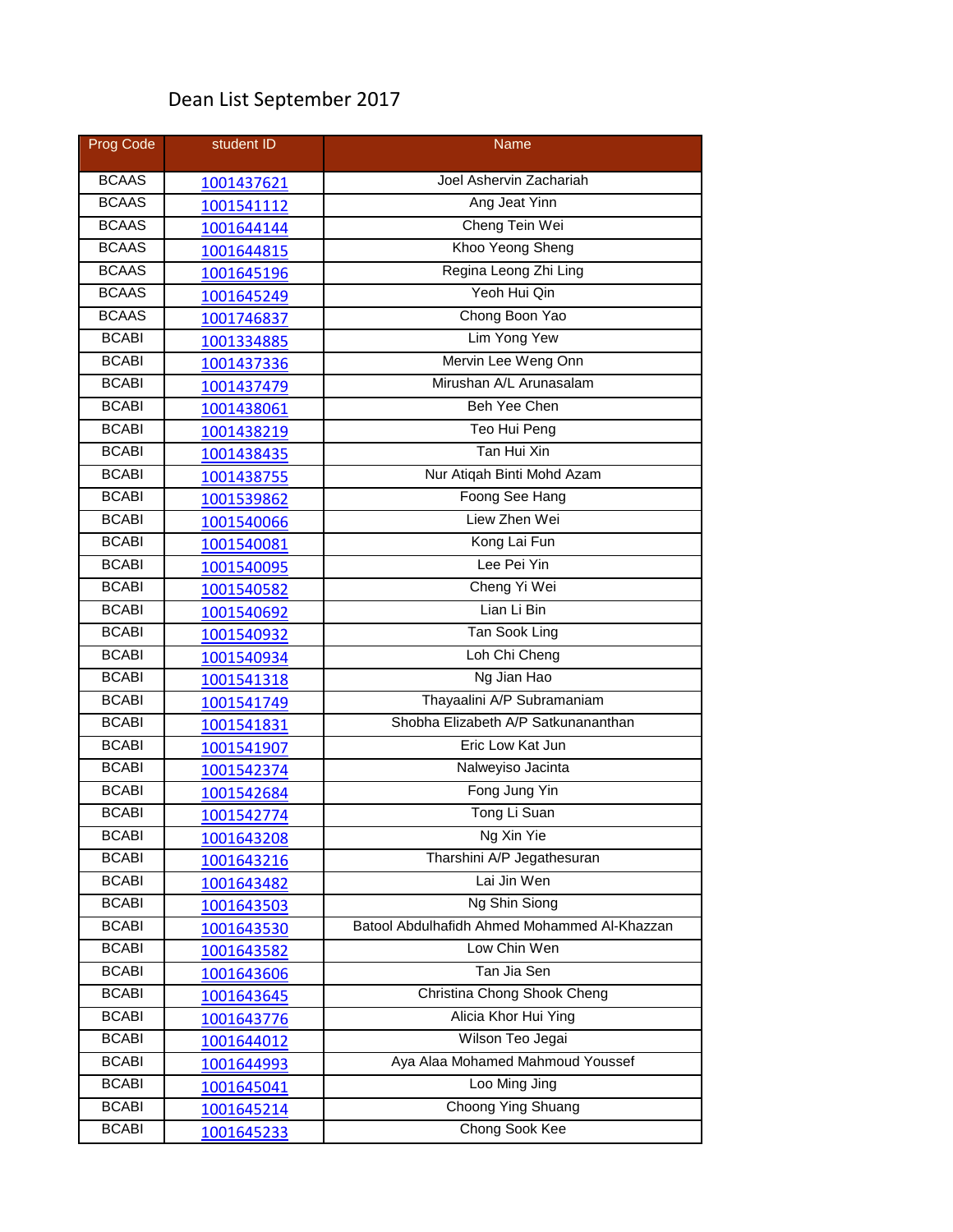# Dean List September 2017

| Prog Code | student ID | Name |
| --- | --- | --- |
| BCAAS | 1001437621 | Joel Ashervin Zachariah |
| BCAAS | 1001541112 | Ang Jeat Yinn |
| BCAAS | 1001644144 | Cheng Tein Wei |
| BCAAS | 1001644815 | Khoo Yeong Sheng |
| BCAAS | 1001645196 | Regina Leong Zhi Ling |
| BCAAS | 1001645249 | Yeoh Hui Qin |
| BCAAS | 1001746837 | Chong Boon Yao |
| BCABI | 1001334885 | Lim Yong Yew |
| BCABI | 1001437336 | Mervin Lee Weng Onn |
| BCABI | 1001437479 | Mirushan A/L Arunasalam |
| BCABI | 1001438061 | Beh Yee Chen |
| BCABI | 1001438219 | Teo Hui Peng |
| BCABI | 1001438435 | Tan Hui Xin |
| BCABI | 1001438755 | Nur Atiqah Binti Mohd Azam |
| BCABI | 1001539862 | Foong See Hang |
| BCABI | 1001540066 | Liew Zhen Wei |
| BCABI | 1001540081 | Kong Lai Fun |
| BCABI | 1001540095 | Lee Pei Yin |
| BCABI | 1001540582 | Cheng Yi Wei |
| BCABI | 1001540692 | Lian Li Bin |
| BCABI | 1001540932 | Tan Sook Ling |
| BCABI | 1001540934 | Loh Chi Cheng |
| BCABI | 1001541318 | Ng Jian Hao |
| BCABI | 1001541749 | Thayaalini A/P Subramaniam |
| BCABI | 1001541831 | Shobha Elizabeth A/P Satkunananthan |
| BCABI | 1001541907 | Eric Low Kat Jun |
| BCABI | 1001542374 | Nalweyiso Jacinta |
| BCABI | 1001542684 | Fong Jung Yin |
| BCABI | 1001542774 | Tong Li Suan |
| BCABI | 1001643208 | Ng Xin Yie |
| BCABI | 1001643216 | Tharshini A/P Jegathesuran |
| BCABI | 1001643482 | Lai Jin Wen |
| BCABI | 1001643503 | Ng Shin Siong |
| BCABI | 1001643530 | Batool Abdulhafidh Ahmed Mohammed Al-Khazzan |
| BCABI | 1001643582 | Low Chin Wen |
| BCABI | 1001643606 | Tan Jia Sen |
| BCABI | 1001643645 | Christina Chong Shook Cheng |
| BCABI | 1001643776 | Alicia Khor Hui Ying |
| BCABI | 1001644012 | Wilson Teo Jegai |
| BCABI | 1001644993 | Aya Alaa Mohamed Mahmoud Youssef |
| BCABI | 1001645041 | Loo Ming Jing |
| BCABI | 1001645214 | Choong Ying Shuang |
| BCABI | 1001645233 | Chong Sook Kee |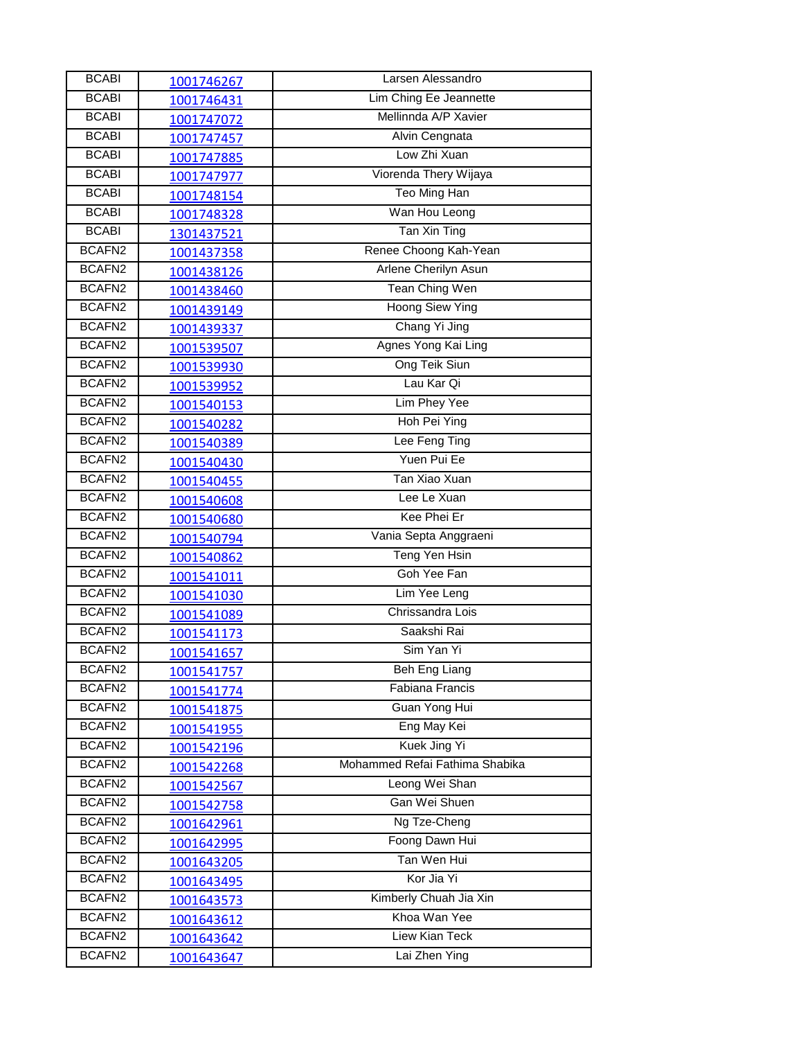| BCABI | 1001746267 | Larsen Alessandro |
|---|---|---|
| BCABI | 1001746431 | Lim Ching Ee Jeannette |
| BCABI | 1001747072 | Mellinnda A/P Xavier |
| BCABI | 1001747457 | Alvin Cengnata |
| BCABI | 1001747885 | Low Zhi Xuan |
| BCABI | 1001747977 | Viorenda Thery Wijaya |
| BCABI | 1001748154 | Teo Ming Han |
| BCABI | 1001748328 | Wan Hou Leong |
| BCABI | 1301437521 | Tan Xin Ting |
| BCAFN2 | 1001437358 | Renee Choong Kah-Yean |
| BCAFN2 | 1001438126 | Arlene Cherilyn Asun |
| BCAFN2 | 1001438460 | Tean Ching Wen |
| BCAFN2 | 1001439149 | Hoong Siew Ying |
| BCAFN2 | 1001439337 | Chang Yi Jing |
| BCAFN2 | 1001539507 | Agnes Yong Kai Ling |
| BCAFN2 | 1001539930 | Ong Teik Siun |
| BCAFN2 | 1001539952 | Lau Kar Qi |
| BCAFN2 | 1001540153 | Lim Phey Yee |
| BCAFN2 | 1001540282 | Hoh Pei Ying |
| BCAFN2 | 1001540389 | Lee Feng Ting |
| BCAFN2 | 1001540430 | Yuen Pui Ee |
| BCAFN2 | 1001540455 | Tan Xiao Xuan |
| BCAFN2 | 1001540608 | Lee Le Xuan |
| BCAFN2 | 1001540680 | Kee Phei Er |
| BCAFN2 | 1001540794 | Vania Septa Anggraeni |
| BCAFN2 | 1001540862 | Teng Yen Hsin |
| BCAFN2 | 1001541011 | Goh Yee Fan |
| BCAFN2 | 1001541030 | Lim Yee Leng |
| BCAFN2 | 1001541089 | Chrissandra Lois |
| BCAFN2 | 1001541173 | Saakshi Rai |
| BCAFN2 | 1001541657 | Sim Yan Yi |
| BCAFN2 | 1001541757 | Beh Eng Liang |
| BCAFN2 | 1001541774 | Fabiana Francis |
| BCAFN2 | 1001541875 | Guan Yong Hui |
| BCAFN2 | 1001541955 | Eng May Kei |
| BCAFN2 | 1001542196 | Kuek Jing Yi |
| BCAFN2 | 1001542268 | Mohammed Refai Fathima Shabika |
| BCAFN2 | 1001542567 | Leong Wei Shan |
| BCAFN2 | 1001542758 | Gan Wei Shuen |
| BCAFN2 | 1001642961 | Ng Tze-Cheng |
| BCAFN2 | 1001642995 | Foong Dawn Hui |
| BCAFN2 | 1001643205 | Tan Wen Hui |
| BCAFN2 | 1001643495 | Kor Jia Yi |
| BCAFN2 | 1001643573 | Kimberly Chuah Jia Xin |
| BCAFN2 | 1001643612 | Khoa Wan Yee |
| BCAFN2 | 1001643642 | Liew Kian Teck |
| BCAFN2 | 1001643647 | Lai Zhen Ying |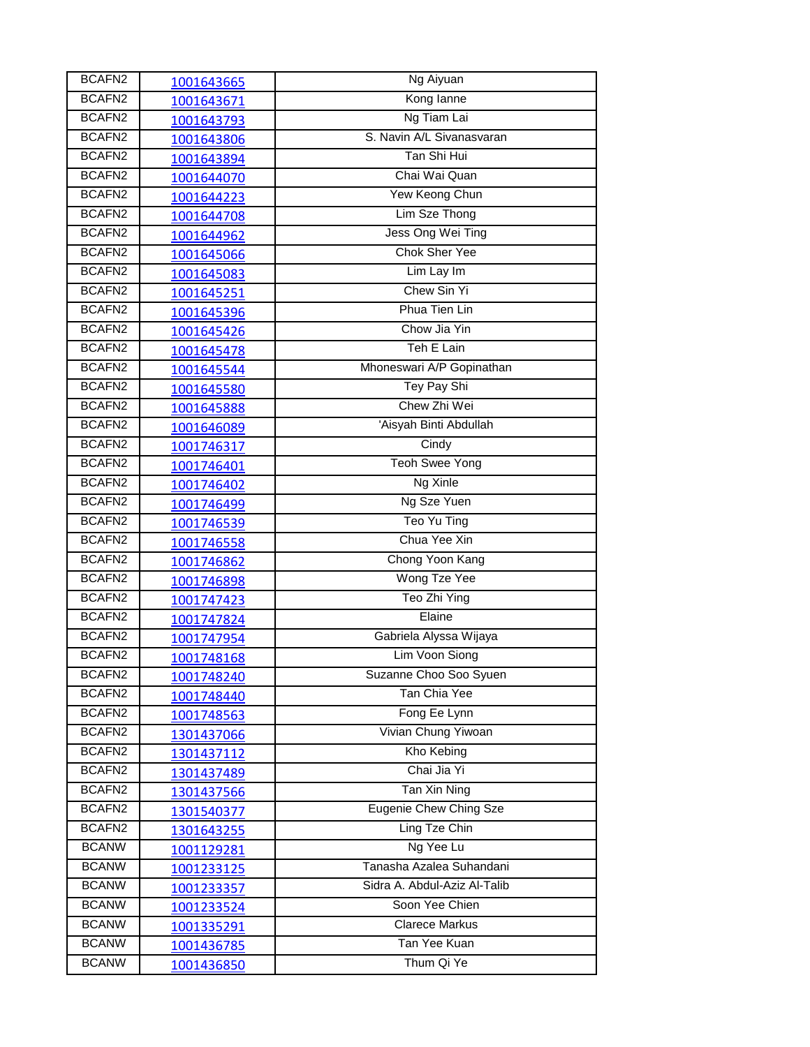| | | |
|---|---|---|
| BCAFN2 | 1001643665 | Ng Aiyuan |
| BCAFN2 | 1001643671 | Kong Ianne |
| BCAFN2 | 1001643793 | Ng Tiam Lai |
| BCAFN2 | 1001643806 | S. Navin A/L Sivanasvaran |
| BCAFN2 | 1001643894 | Tan Shi Hui |
| BCAFN2 | 1001644070 | Chai Wai Quan |
| BCAFN2 | 1001644223 | Yew Keong Chun |
| BCAFN2 | 1001644708 | Lim Sze Thong |
| BCAFN2 | 1001644962 | Jess Ong Wei Ting |
| BCAFN2 | 1001645066 | Chok Sher Yee |
| BCAFN2 | 1001645083 | Lim Lay Im |
| BCAFN2 | 1001645251 | Chew Sin Yi |
| BCAFN2 | 1001645396 | Phua Tien Lin |
| BCAFN2 | 1001645426 | Chow Jia Yin |
| BCAFN2 | 1001645478 | Teh E Lain |
| BCAFN2 | 1001645544 | Mhoneswari A/P Gopinathan |
| BCAFN2 | 1001645580 | Tey Pay Shi |
| BCAFN2 | 1001645888 | Chew Zhi Wei |
| BCAFN2 | 1001646089 | 'Aisyah Binti Abdullah |
| BCAFN2 | 1001746317 | Cindy |
| BCAFN2 | 1001746401 | Teoh Swee Yong |
| BCAFN2 | 1001746402 | Ng Xinle |
| BCAFN2 | 1001746499 | Ng Sze Yuen |
| BCAFN2 | 1001746539 | Teo Yu Ting |
| BCAFN2 | 1001746558 | Chua Yee Xin |
| BCAFN2 | 1001746862 | Chong Yoon Kang |
| BCAFN2 | 1001746898 | Wong Tze Yee |
| BCAFN2 | 1001747423 | Teo Zhi Ying |
| BCAFN2 | 1001747824 | Elaine |
| BCAFN2 | 1001747954 | Gabriela Alyssa Wijaya |
| BCAFN2 | 1001748168 | Lim Voon Siong |
| BCAFN2 | 1001748240 | Suzanne Choo Soo Syuen |
| BCAFN2 | 1001748440 | Tan Chia Yee |
| BCAFN2 | 1001748563 | Fong Ee Lynn |
| BCAFN2 | 1301437066 | Vivian Chung Yiwoan |
| BCAFN2 | 1301437112 | Kho Kebing |
| BCAFN2 | 1301437489 | Chai Jia Yi |
| BCAFN2 | 1301437566 | Tan Xin Ning |
| BCAFN2 | 1301540377 | Eugenie Chew Ching Sze |
| BCAFN2 | 1301643255 | Ling Tze Chin |
| BCANW | 1001129281 | Ng Yee Lu |
| BCANW | 1001233125 | Tanasha Azalea Suhandani |
| BCANW | 1001233357 | Sidra A. Abdul-Aziz Al-Talib |
| BCANW | 1001233524 | Soon Yee Chien |
| BCANW | 1001335291 | Clarece Markus |
| BCANW | 1001436785 | Tan Yee Kuan |
| BCANW | 1001436850 | Thum Qi Ye |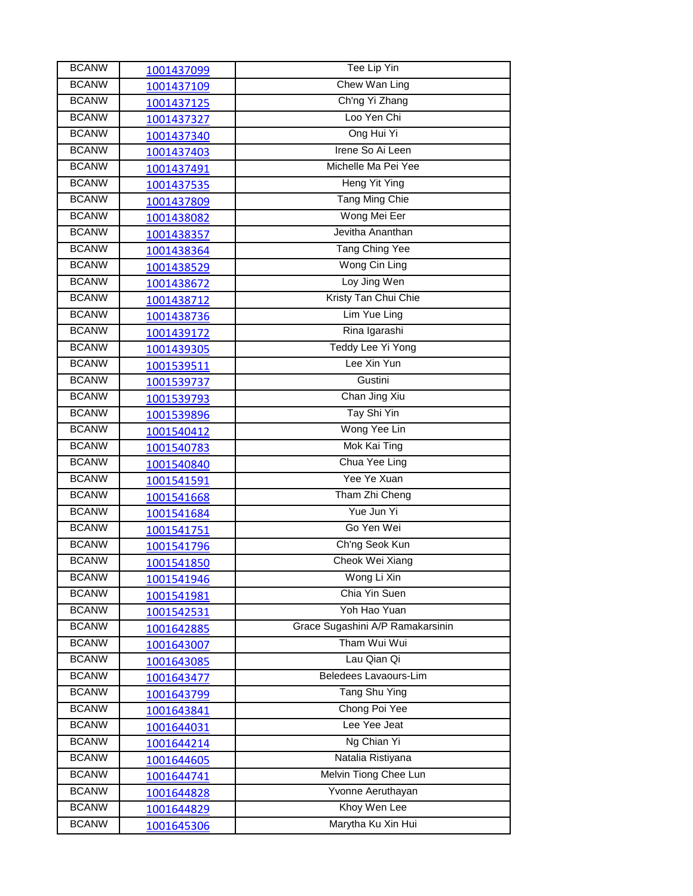| BCANW | 1001437099 | Tee Lip Yin |
|---|---|---|
| BCANW | 1001437109 | Chew Wan Ling |
| BCANW | 1001437125 | Ch'ng Yi Zhang |
| BCANW | 1001437327 | Loo Yen Chi |
| BCANW | 1001437340 | Ong Hui Yi |
| BCANW | 1001437403 | Irene So Ai Leen |
| BCANW | 1001437491 | Michelle Ma Pei Yee |
| BCANW | 1001437535 | Heng Yit Ying |
| BCANW | 1001437809 | Tang Ming Chie |
| BCANW | 1001438082 | Wong Mei Eer |
| BCANW | 1001438357 | Jevitha Ananthan |
| BCANW | 1001438364 | Tang Ching Yee |
| BCANW | 1001438529 | Wong Cin Ling |
| BCANW | 1001438672 | Loy Jing Wen |
| BCANW | 1001438712 | Kristy Tan Chui Chie |
| BCANW | 1001438736 | Lim Yue Ling |
| BCANW | 1001439172 | Rina Igarashi |
| BCANW | 1001439305 | Teddy Lee Yi Yong |
| BCANW | 1001539511 | Lee Xin Yun |
| BCANW | 1001539737 | Gustini |
| BCANW | 1001539793 | Chan Jing Xiu |
| BCANW | 1001539896 | Tay Shi Yin |
| BCANW | 1001540412 | Wong Yee Lin |
| BCANW | 1001540783 | Mok Kai Ting |
| BCANW | 1001540840 | Chua Yee Ling |
| BCANW | 1001541591 | Yee Ye Xuan |
| BCANW | 1001541668 | Tham Zhi Cheng |
| BCANW | 1001541684 | Yue Jun Yi |
| BCANW | 1001541751 | Go Yen Wei |
| BCANW | 1001541796 | Ch'ng Seok Kun |
| BCANW | 1001541850 | Cheok Wei Xiang |
| BCANW | 1001541946 | Wong Li Xin |
| BCANW | 1001541981 | Chia Yin Suen |
| BCANW | 1001542531 | Yoh Hao Yuan |
| BCANW | 1001642885 | Grace Sugashini A/P Ramakarsinin |
| BCANW | 1001643007 | Tham Wui Wui |
| BCANW | 1001643085 | Lau Qian Qi |
| BCANW | 1001643477 | Beledees Lavaours-Lim |
| BCANW | 1001643799 | Tang Shu Ying |
| BCANW | 1001643841 | Chong Poi Yee |
| BCANW | 1001644031 | Lee Yee Jeat |
| BCANW | 1001644214 | Ng Chian Yi |
| BCANW | 1001644605 | Natalia Ristiyana |
| BCANW | 1001644741 | Melvin Tiong Chee Lun |
| BCANW | 1001644828 | Yvonne Aeruthayan |
| BCANW | 1001644829 | Khoy Wen Lee |
| BCANW | 1001645306 | Marytha Ku Xin Hui |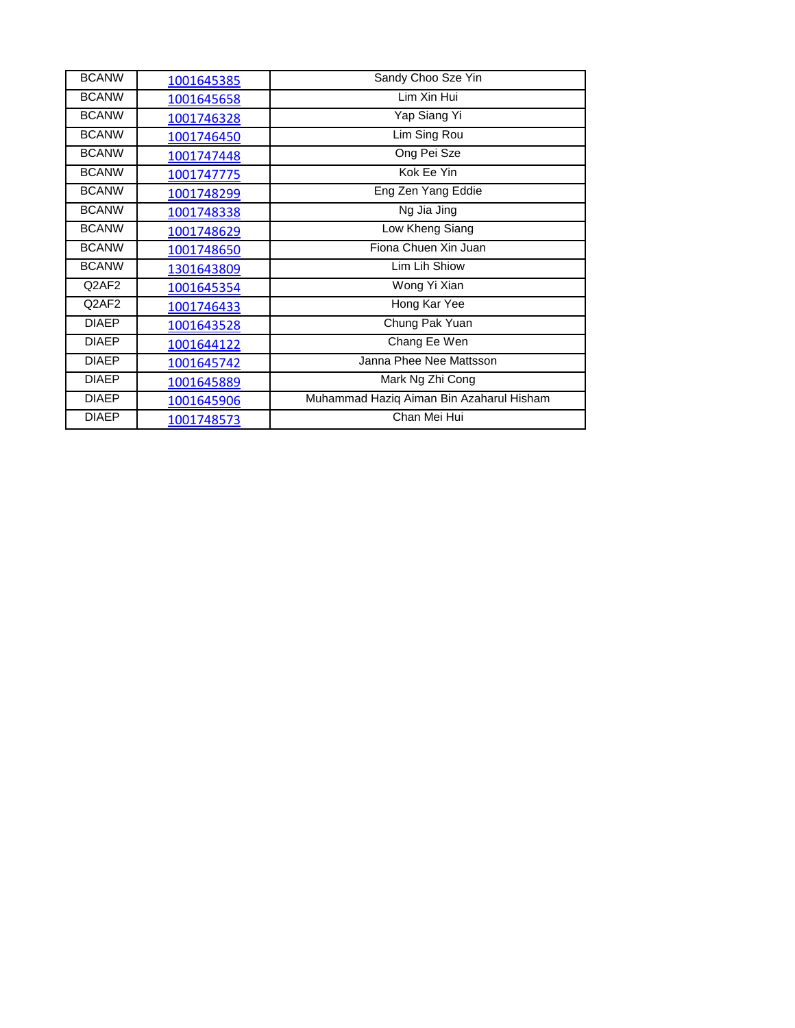| BCANW | 1001645385 | Sandy Choo Sze Yin |
|---|---|---|
| BCANW | 1001645658 | Lim Xin Hui |
| BCANW | 1001746328 | Yap Siang Yi |
| BCANW | 1001746450 | Lim Sing Rou |
| BCANW | 1001747448 | Ong Pei Sze |
| BCANW | 1001747775 | Kok Ee Yin |
| BCANW | 1001748299 | Eng Zen Yang Eddie |
| BCANW | 1001748338 | Ng Jia Jing |
| BCANW | 1001748629 | Low Kheng Siang |
| BCANW | 1001748650 | Fiona Chuen Xin Juan |
| BCANW | 1301643809 | Lim Lih Shiow |
| Q2AF2 | 1001645354 | Wong Yi Xian |
| Q2AF2 | 1001746433 | Hong Kar Yee |
| DIAEP | 1001643528 | Chung Pak Yuan |
| DIAEP | 1001644122 | Chang Ee Wen |
| DIAEP | 1001645742 | Janna Phee Nee Mattsson |
| DIAEP | 1001645889 | Mark Ng Zhi Cong |
| DIAEP | 1001645906 | Muhammad Haziq Aiman Bin Azaharul Hisham |
| DIAEP | 1001748573 | Chan Mei Hui |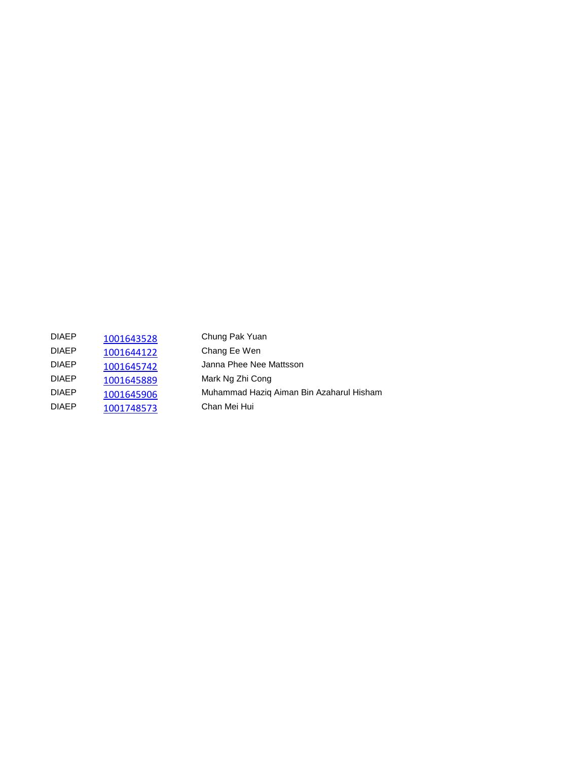| | | |
|---|---|---|
| DIAEP | 1001643528 | Chung Pak Yuan |
| DIAEP | 1001644122 | Chang Ee Wen |
| DIAEP | 1001645742 | Janna Phee Nee Mattsson |
| DIAEP | 1001645889 | Mark Ng Zhi Cong |
| DIAEP | 1001645906 | Muhammad Haziq Aiman Bin Azaharul Hisham |
| DIAEP | 1001748573 | Chan Mei Hui |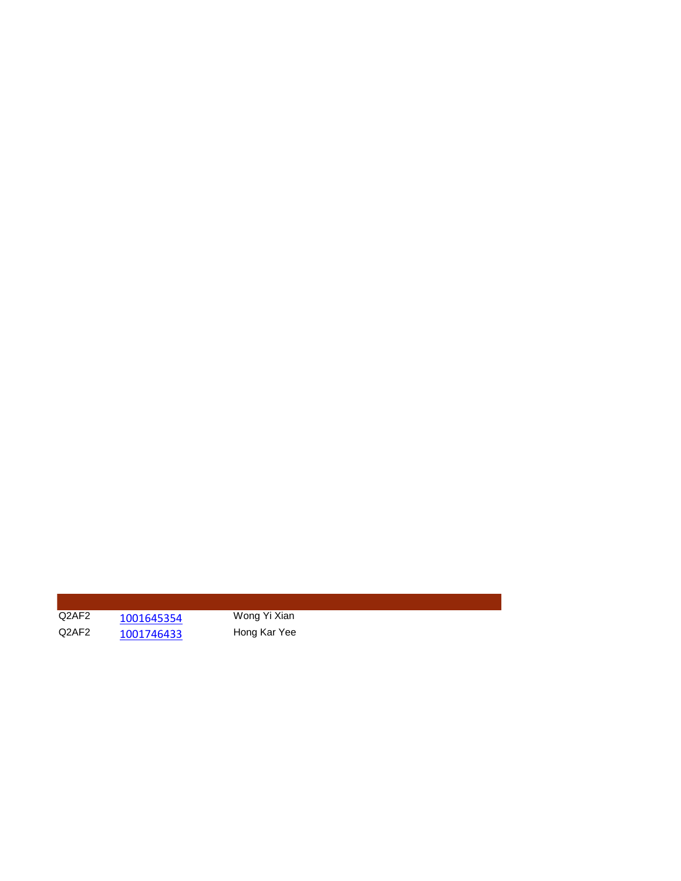| | | |
|---|---|---|
| Q2AF2 | 1001645354 | Wong Yi Xian |
| Q2AF2 | 1001746433 | Hong Kar Yee |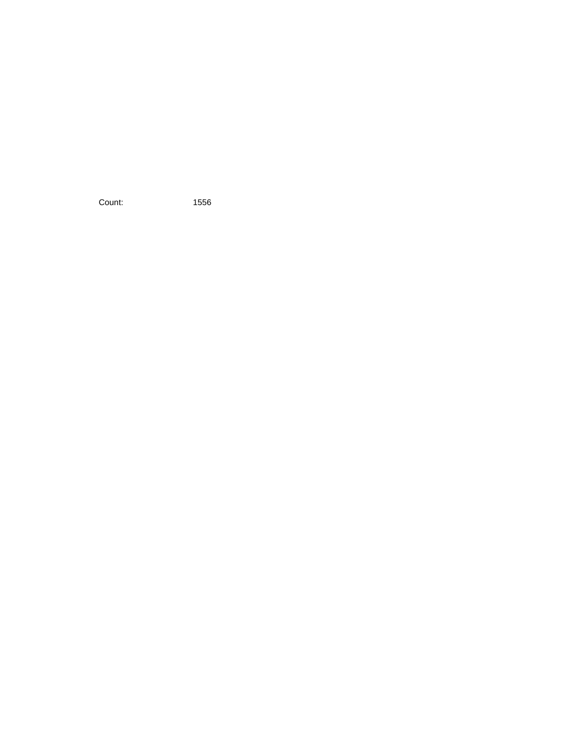Count: 1556